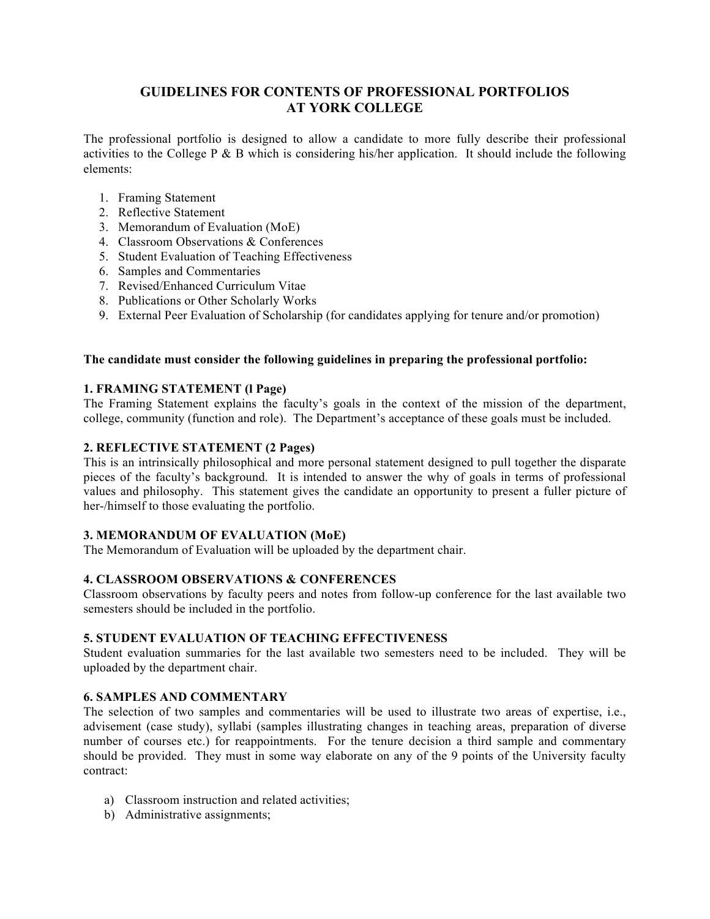# GUIDELINES FOR CONTENTS OF PROFESSIONAL PORTFOLIOS AT YORK COLLEGE

The professional portfolio is designed to allow a candidate to more fully describe their professional activities to the College P & B which is considering his/her application. It should include the following elements:

1. Framing Statement
2. Reflective Statement
3. Memorandum of Evaluation (MoE)
4. Classroom Observations & Conferences
5. Student Evaluation of Teaching Effectiveness
6. Samples and Commentaries
7. Revised/Enhanced Curriculum Vitae
8. Publications or Other Scholarly Works
9. External Peer Evaluation of Scholarship (for candidates applying for tenure and/or promotion)

**The candidate must consider the following guidelines in preparing the professional portfolio:**

**1. FRAMING STATEMENT (l Page)**
The Framing Statement explains the faculty's goals in the context of the mission of the department, college, community (function and role). The Department's acceptance of these goals must be included.

**2. REFLECTIVE STATEMENT (2 Pages)**
This is an intrinsically philosophical and more personal statement designed to pull together the disparate pieces of the faculty's background. It is intended to answer the why of goals in terms of professional values and philosophy. This statement gives the candidate an opportunity to present a fuller picture of her-/himself to those evaluating the portfolio.

**3. MEMORANDUM OF EVALUATION (MoE)**
The Memorandum of Evaluation will be uploaded by the department chair.

**4. CLASSROOM OBSERVATIONS & CONFERENCES**
Classroom observations by faculty peers and notes from follow-up conference for the last available two semesters should be included in the portfolio.

**5. STUDENT EVALUATION OF TEACHING EFFECTIVENESS**
Student evaluation summaries for the last available two semesters need to be included. They will be uploaded by the department chair.

**6. SAMPLES AND COMMENTARY**
The selection of two samples and commentaries will be used to illustrate two areas of expertise, i.e., advisement (case study), syllabi (samples illustrating changes in teaching areas, preparation of diverse number of courses etc.) for reappointments. For the tenure decision a third sample and commentary should be provided. They must in some way elaborate on any of the 9 points of the University faculty contract:

a) Classroom instruction and related activities;
b) Administrative assignments;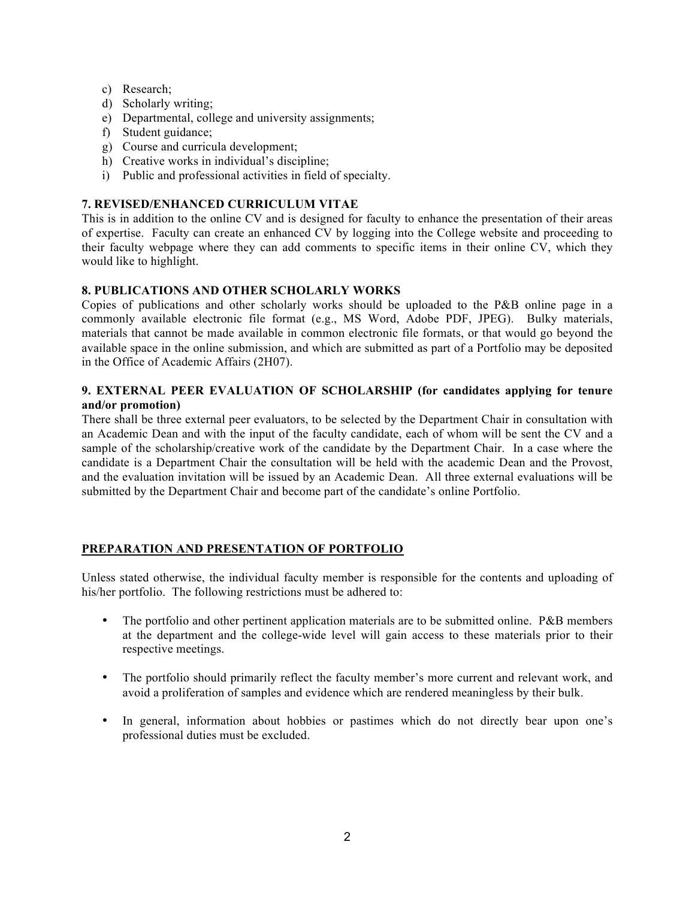c) Research;
d) Scholarly writing;
e) Departmental, college and university assignments;
f) Student guidance;
g) Course and curricula development;
h) Creative works in individual's discipline;
i) Public and professional activities in field of specialty.

**7. REVISED/ENHANCED CURRICULUM VITAE**

This is in addition to the online CV and is designed for faculty to enhance the presentation of their areas of expertise. Faculty can create an enhanced CV by logging into the College website and proceeding to their faculty webpage where they can add comments to specific items in their online CV, which they would like to highlight.

**8. PUBLICATIONS AND OTHER SCHOLARLY WORKS**

Copies of publications and other scholarly works should be uploaded to the P&B online page in a commonly available electronic file format (e.g., MS Word, Adobe PDF, JPEG). Bulky materials, materials that cannot be made available in common electronic file formats, or that would go beyond the available space in the online submission, and which are submitted as part of a Portfolio may be deposited in the Office of Academic Affairs (2H07).

**9. EXTERNAL PEER EVALUATION OF SCHOLARSHIP (for candidates applying for tenure and/or promotion)**

There shall be three external peer evaluators, to be selected by the Department Chair in consultation with an Academic Dean and with the input of the faculty candidate, each of whom will be sent the CV and a sample of the scholarship/creative work of the candidate by the Department Chair. In a case where the candidate is a Department Chair the consultation will be held with the academic Dean and the Provost, and the evaluation invitation will be issued by an Academic Dean. All three external evaluations will be submitted by the Department Chair and become part of the candidate's online Portfolio.

**PREPARATION AND PRESENTATION OF PORTFOLIO**

Unless stated otherwise, the individual faculty member is responsible for the contents and uploading of his/her portfolio. The following restrictions must be adhered to:

- The portfolio and other pertinent application materials are to be submitted online. P&B members at the department and the college-wide level will gain access to these materials prior to their respective meetings.

- The portfolio should primarily reflect the faculty member's more current and relevant work, and avoid a proliferation of samples and evidence which are rendered meaningless by their bulk.

- In general, information about hobbies or pastimes which do not directly bear upon one's professional duties must be excluded.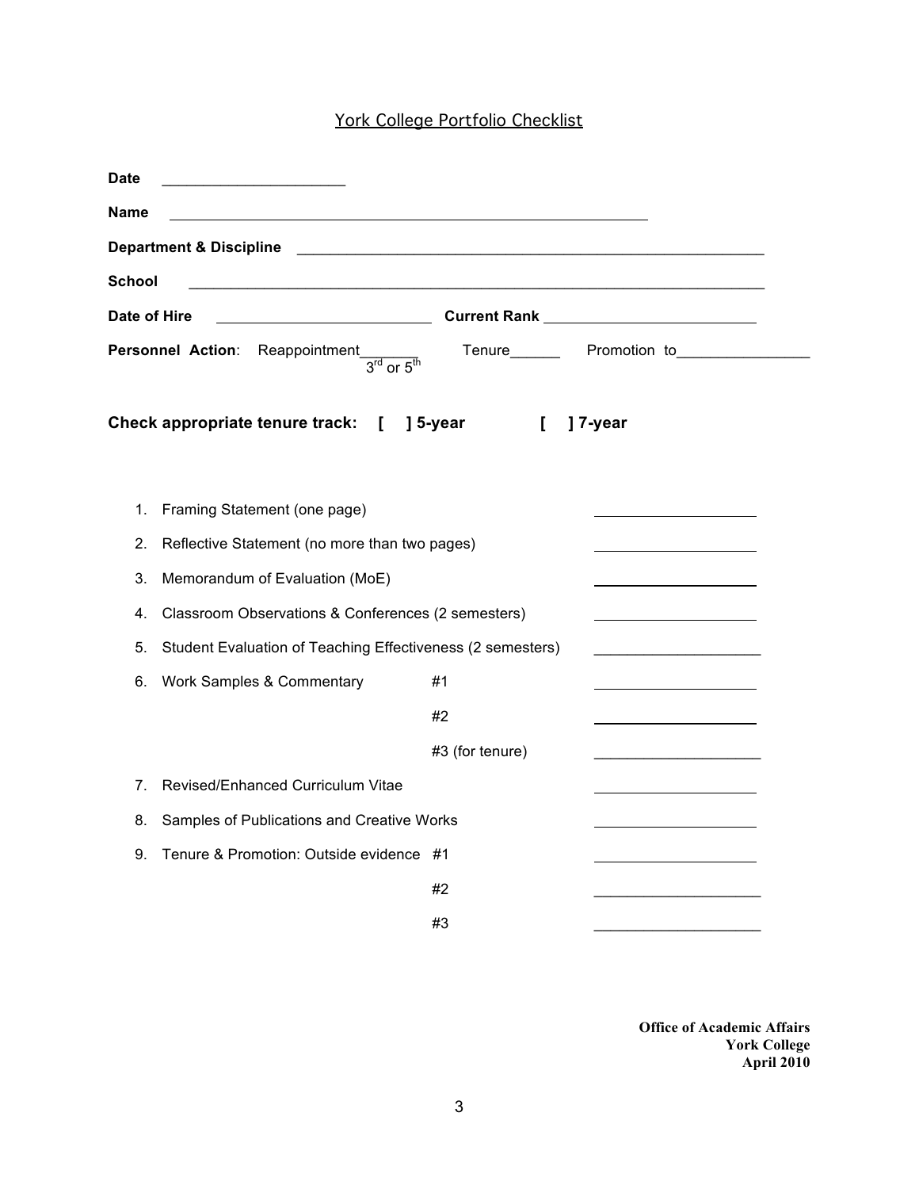# York College Portfolio Checklist

**Date** ______________________

**Name** ____________________________________________________________

**Department & Discipline** ____________________________________________________________

**School** ____________________________________________________________

**Date of Hire** __________________________ **Current Rank** __________________________

**Personnel Action**: Reappointment________ (3rd or 5th) Tenure______ Promotion to________________

**Check appropriate tenure track: [ ] 5-year [ ] 7-year**

| | | | |
|---|---|---|---|
| 1. | Framing Statement (one page) | | ____________________ |
| 2. | Reflective Statement (no more than two pages) | | ____________________ |
| 3. | Memorandum of Evaluation (MoE) | | ____________________ |
| 4. | Classroom Observations & Conferences (2 semesters) | | ____________________ |
| 5. | Student Evaluation of Teaching Effectiveness (2 semesters) | | ____________________ |
| 6. | Work Samples & Commentary | #1 | ____________________ |
| | | #2 | ____________________ |
| | | #3 (for tenure) | ____________________ |
| 7. | Revised/Enhanced Curriculum Vitae | | ____________________ |
| 8. | Samples of Publications and Creative Works | | ____________________ |
| 9. | Tenure & Promotion: Outside evidence | #1 | ____________________ |
| | | #2 | ____________________ |
| | | #3 | ____________________ |

**Office of Academic Affairs**
**York College**
**April 2010**